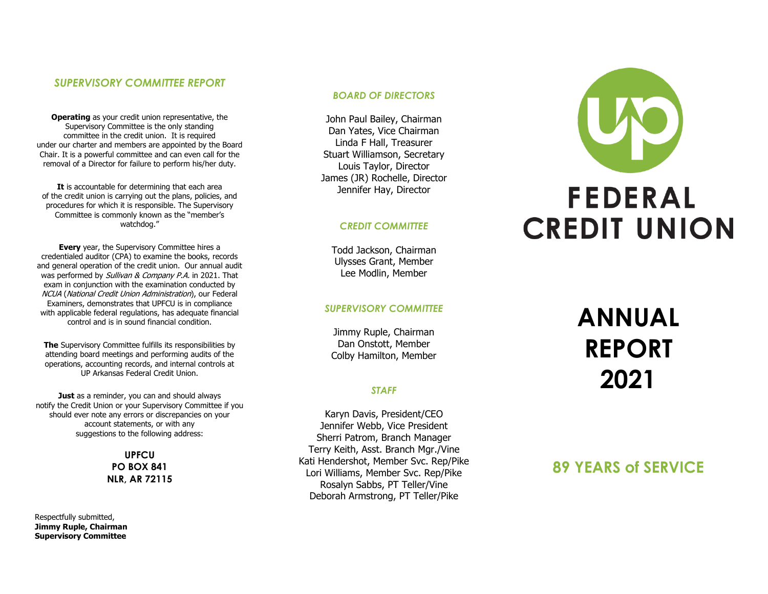## *SUPERVISORY COMMITTEE REPORT*

**Operating** as your credit union representative, the Supervisory Committee is the only standing committee in the credit union. It is required under our charter and members are appointed by the Board Chair. It is a powerful committee and can even call for the removal of a Director for failure to perform his/her duty.

**It** is accountable for determining that each area of the credit union is carrying out the plans, policies, and procedures for which it is responsible. The Supervisory Committee is commonly known as the "member's watchdog."

**Every** year, the Supervisory Committee hires a credentialed auditor (CPA) to examine the books, records and general operation of the credit union. Our annual audit was performed by *Sullivan & Company P.A.* in 2021. That exam in conjunction with the examination conducted by *NCUA* (*National Credit Union Administration*), our Federal Examiners, demonstrates that UPFCU is in compliance with applicable federal regulations, has adequate financial control and is in sound financial condition.

**The** Supervisory Committee fulfills its responsibilities by attending board meetings and performing audits of the operations, accounting records, and internal controls at UP Arkansas Federal Credit Union.

**Just** as a reminder, you can and should always notify the Credit Union or your Supervisory Committee if you should ever note any errors or discrepancies on your account statements, or with any suggestions to the following address:

**UPFCU**
**PO BOX 841**
**NLR, AR 72115**

Respectfully submitted,
**Jimmy Ruple, Chairman**
**Supervisory Committee**

## *BOARD OF DIRECTORS*

John Paul Bailey, Chairman
Dan Yates, Vice Chairman
Linda F Hall, Treasurer
Stuart Williamson, Secretary
Louis Taylor, Director
James (JR) Rochelle, Director
Jennifer Hay, Director

## *CREDIT COMMITTEE*

Todd Jackson, Chairman
Ulysses Grant, Member
Lee Modlin, Member

## *SUPERVISORY COMMITTEE*

Jimmy Ruple, Chairman
Dan Onstott, Member
Colby Hamilton, Member

## *STAFF*

Karyn Davis, President/CEO
Jennifer Webb, Vice President
Sherri Patrom, Branch Manager
Terry Keith, Asst. Branch Mgr./Vine
Kati Hendershot, Member Svc. Rep/Pike
Lori Williams, Member Svc. Rep/Pike
Rosalyn Sabbs, PT Teller/Vine
Deborah Armstrong, PT Teller/Pike

UP FEDERAL CREDIT UNION

# ANNUAL REPORT 2021

## 89 YEARS of SERVICE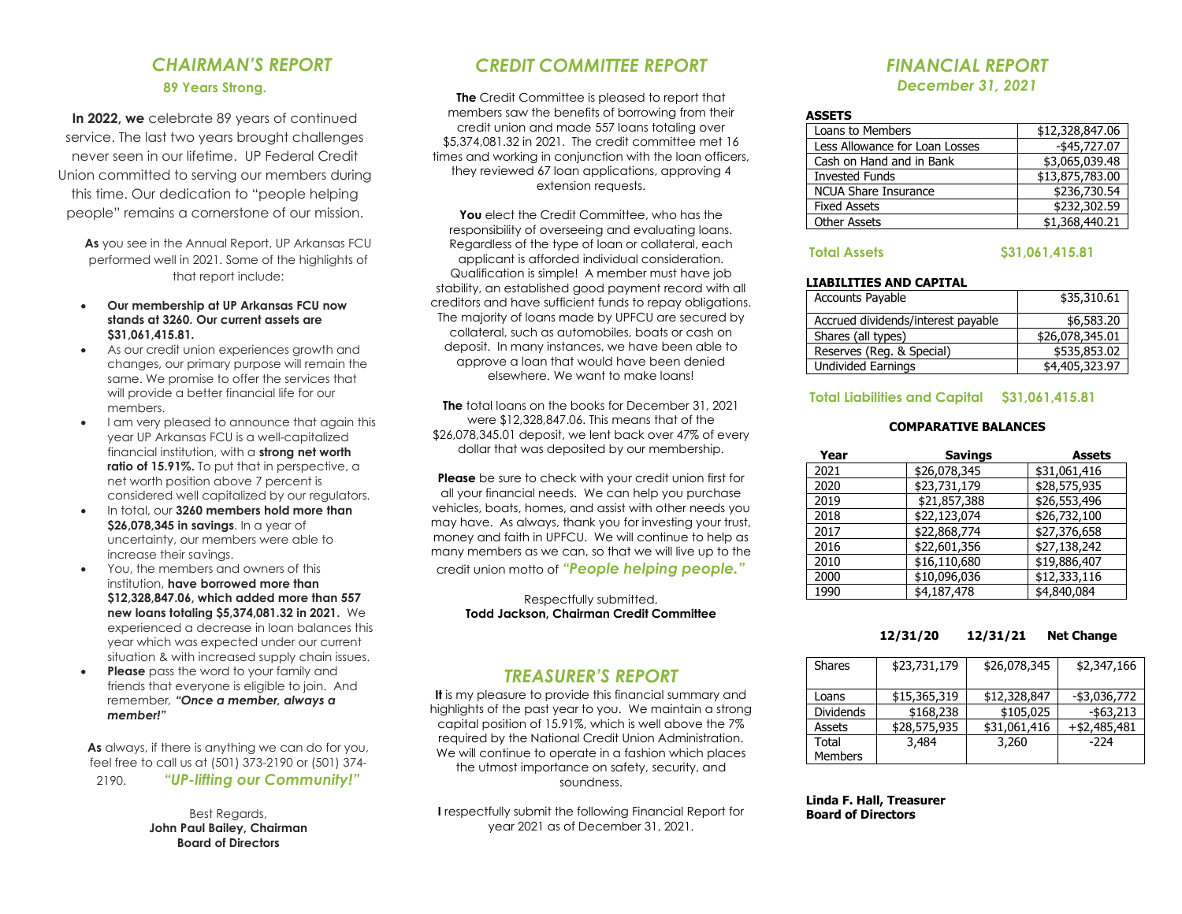## *CHAIRMAN'S REPORT*

**89 Years Strong.**

**In 2022, we** celebrate 89 years of continued service. The last two years brought challenges never seen in our lifetime. UP Federal Credit Union committed to serving our members during this time. Our dedication to "people helping people" remains a cornerstone of our mission.

**As** you see in the Annual Report, UP Arkansas FCU performed well in 2021. Some of the highlights of that report include:

- **Our membership at UP Arkansas FCU now stands at 3260. Our current assets are $31,061,415.81.**
- As our credit union experiences growth and changes, our primary purpose will remain the same. We promise to offer the services that will provide a better financial life for our members.
- I am very pleased to announce that again this year UP Arkansas FCU is a well-capitalized financial institution, with a **strong net worth ratio of 15.91%.** To put that in perspective, a net worth position above 7 percent is considered well capitalized by our regulators.
- In total, our **3260 members hold more than $26,078,345 in savings**. In a year of uncertainty, our members were able to increase their savings.
- You, the members and owners of this institution, **have borrowed more than $12,328,847.06, which added more than 557 new loans totaling $5,374,081.32 in 2021.** We experienced a decrease in loan balances this year which was expected under our current situation & with increased supply chain issues.
- **Please** pass the word to your family and friends that everyone is eligible to join. And remember, ***"Once a member, always a member!"***

**As** always, if there is anything we can do for you, feel free to call us at (501) 373-2190 or (501) 374-2190. ***"UP-lifting our Community!"***

Best Regards,
**John Paul Bailey, Chairman**
**Board of Directors**

## *CREDIT COMMITTEE REPORT*

**The** Credit Committee is pleased to report that members saw the benefits of borrowing from their credit union and made 557 loans totaling over $5,374,081.32 in 2021. The credit committee met 16 times and working in conjunction with the loan officers, they reviewed 67 loan applications, approving 4 extension requests.

**You** elect the Credit Committee, who has the responsibility of overseeing and evaluating loans. Regardless of the type of loan or collateral, each applicant is afforded individual consideration. Qualification is simple! A member must have job stability, an established good payment record with all creditors and have sufficient funds to repay obligations. The majority of loans made by UPFCU are secured by collateral, such as automobiles, boats or cash on deposit. In many instances, we have been able to approve a loan that would have been denied elsewhere. We want to make loans!

**The** total loans on the books for December 31, 2021 were $12,328,847.06. This means that of the $26,078,345.01 deposit, we lent back over 47% of every dollar that was deposited by our membership.

**Please** be sure to check with your credit union first for all your financial needs. We can help you purchase vehicles, boats, homes, and assist with other needs you may have. As always, thank you for investing your trust, money and faith in UPFCU. We will continue to help as many members as we can, so that we will live up to the credit union motto of ***"People helping people."***

Respectfully submitted,
**Todd Jackson, Chairman Credit Committee**

## *TREASURER'S REPORT*

**It** is my pleasure to provide this financial summary and highlights of the past year to you. We maintain a strong capital position of 15.91%, which is well above the 7% required by the National Credit Union Administration. We will continue to operate in a fashion which places the utmost importance on safety, security, and soundness.

**I** respectfully submit the following Financial Report for year 2021 as of December 31, 2021.

## *FINANCIAL REPORT*
### *December 31, 2021*

**ASSETS**

| | |
|---|---|
| Loans to Members | $12,328,847.06 |
| Less Allowance for Loan Losses | -$45,727.07 |
| Cash on Hand and in Bank | $3,065,039.48 |
| Invested Funds | $13,875,783.00 |
| NCUA Share Insurance | $236,730.54 |
| Fixed Assets | $232,302.59 |
| Other Assets | $1,368,440.21 |

**Total Assets $31,061,415.81**

**LIABILITIES AND CAPITAL**

| | |
|---|---|
| Accounts Payable | $35,310.61 |
| Accrued dividends/interest payable | $6,583.20 |
| Shares (all types) | $26,078,345.01 |
| Reserves (Reg. & Special) | $535,853.02 |
| Undivided Earnings | $4,405,323.97 |

**Total Liabilities and Capital $31,061,415.81**

**COMPARATIVE BALANCES**

| Year | Savings | Assets |
|---|---|---|
| 2021 | $26,078,345 | $31,061,416 |
| 2020 | $23,731,179 | $28,575,935 |
| 2019 | $21,857,388 | $26,553,496 |
| 2018 | $22,123,074 | $26,732,100 |
| 2017 | $22,868,774 | $27,376,658 |
| 2016 | $22,601,356 | $27,138,242 |
| 2010 | $16,110,680 | $19,886,407 |
| 2000 | $10,096,036 | $12,333,116 |
| 1990 | $4,187,478 | $4,840,084 |

| | 12/31/20 | 12/31/21 | Net Change |
|---|---|---|---|
| Shares | $23,731,179 | $26,078,345 | $2,347,166 |
| Loans | $15,365,319 | $12,328,847 | -$3,036,772 |
| Dividends | $168,238 | $105,025 | -$63,213 |
| Assets | $28,575,935 | $31,061,416 | +$2,485,481 |
| Total Members | 3,484 | 3,260 | -224 |

**Linda F. Hall, Treasurer**
**Board of Directors**